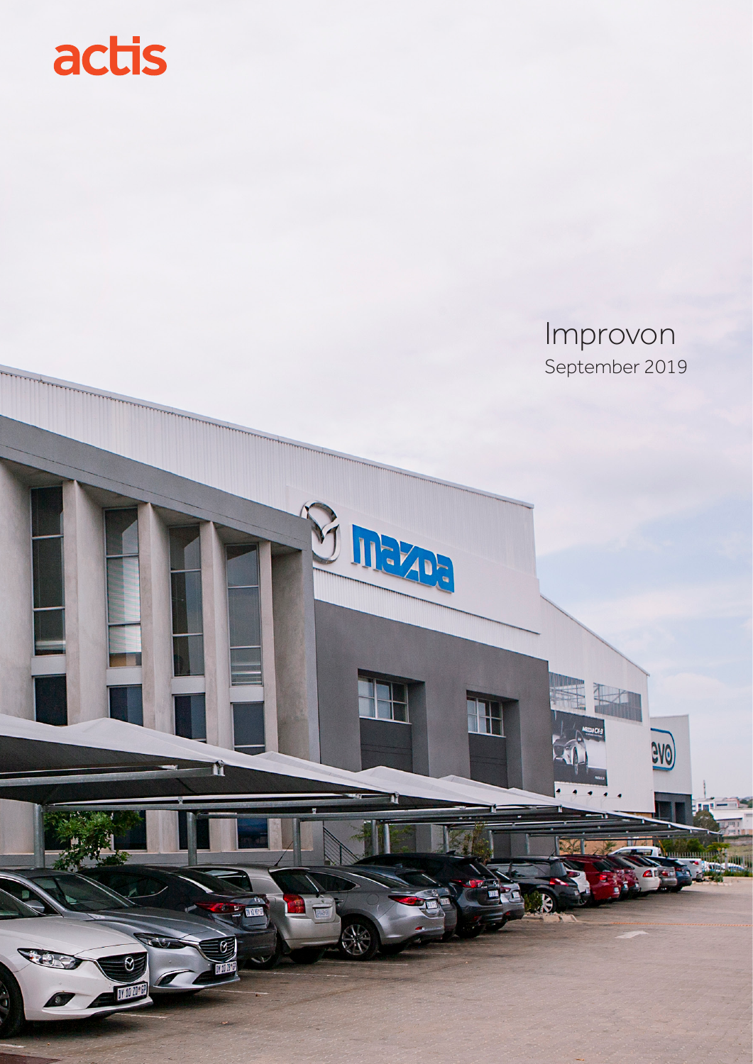actis

# Improvon

September 2019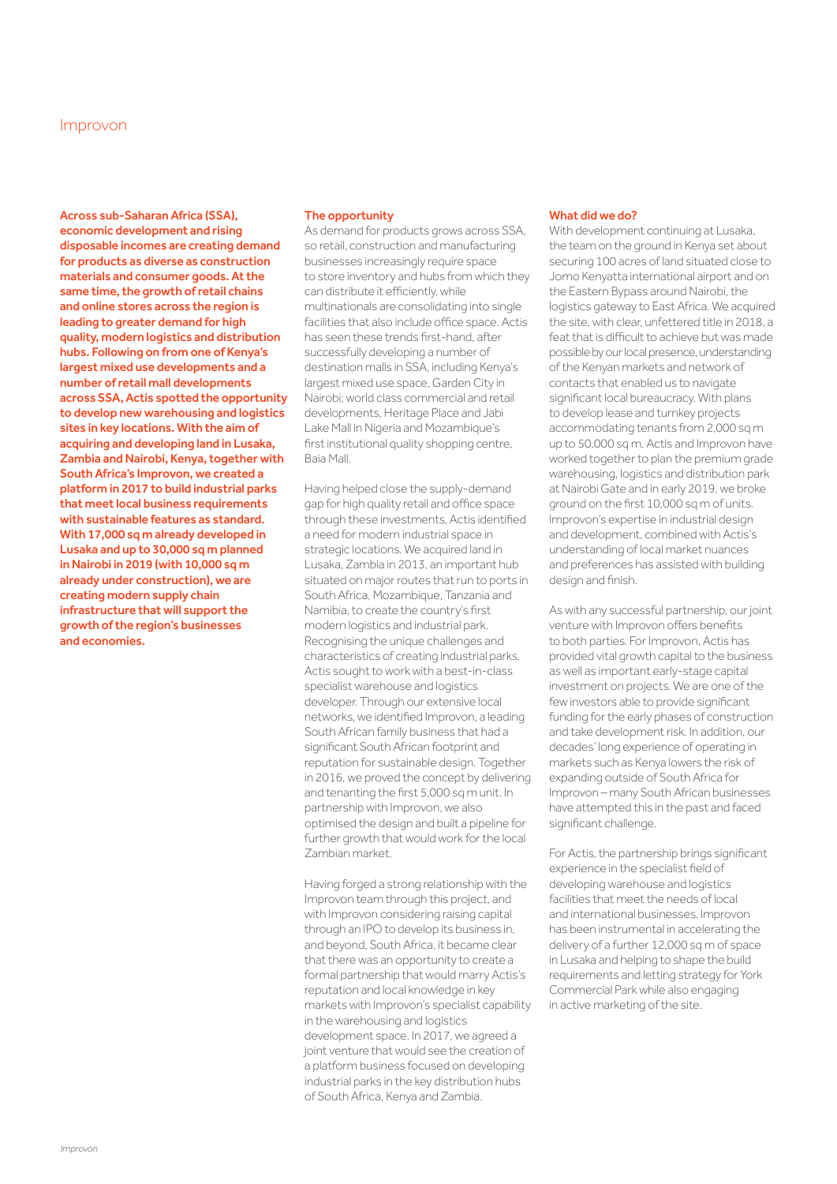# Improvon

**Across sub-Saharan Africa (SSA), economic development and rising disposable incomes are creating demand for products as diverse as construction materials and consumer goods. At the same time, the growth of retail chains and online stores across the region is leading to greater demand for high quality, modern logistics and distribution hubs. Following on from one of Kenya's largest mixed use developments and a number of retail mall developments across SSA, Actis spotted the opportunity to develop new warehousing and logistics sites in key locations. With the aim of acquiring and developing land in Lusaka, Zambia and Nairobi, Kenya, together with South Africa's Improvon, we created a platform in 2017 to build industrial parks that meet local business requirements with sustainable features as standard. With 17,000 sq m already developed in Lusaka and up to 30,000 sq m planned in Nairobi in 2019 (with 10,000 sq m already under construction), we are creating modern supply chain infrastructure that will support the growth of the region's businesses and economies.**

## The opportunity

As demand for products grows across SSA, so retail, construction and manufacturing businesses increasingly require space to store inventory and hubs from which they can distribute it efficiently, while multinationals are consolidating into single facilities that also include office space. Actis has seen these trends first-hand, after successfully developing a number of destination malls in SSA, including Kenya's largest mixed use space, Garden City in Nairobi; world class commercial and retail developments, Heritage Place and Jabi Lake Mall in Nigeria and Mozambique's first institutional quality shopping centre, Baia Mall.

Having helped close the supply-demand gap for high quality retail and office space through these investments, Actis identified a need for modern industrial space in strategic locations. We acquired land in Lusaka, Zambia in 2013, an important hub situated on major routes that run to ports in South Africa, Mozambique, Tanzania and Namibia, to create the country's first modern logistics and industrial park. Recognising the unique challenges and characteristics of creating industrial parks, Actis sought to work with a best-in-class specialist warehouse and logistics developer. Through our extensive local networks, we identified Improvon, a leading South African family business that had a significant South African footprint and reputation for sustainable design. Together in 2016, we proved the concept by delivering and tenanting the first 5,000 sq m unit. In partnership with Improvon, we also optimised the design and built a pipeline for further growth that would work for the local Zambian market.

Having forged a strong relationship with the Improvon team through this project, and with Improvon considering raising capital through an IPO to develop its business in, and beyond, South Africa, it became clear that there was an opportunity to create a formal partnership that would marry Actis's reputation and local knowledge in key markets with Improvon's specialist capability in the warehousing and logistics development space. In 2017, we agreed a joint venture that would see the creation of a platform business focused on developing industrial parks in the key distribution hubs of South Africa, Kenya and Zambia.

## What did we do?

With development continuing at Lusaka, the team on the ground in Kenya set about securing 100 acres of land situated close to Jomo Kenyatta international airport and on the Eastern Bypass around Nairobi, the logistics gateway to East Africa. We acquired the site, with clear, unfettered title in 2018, a feat that is difficult to achieve but was made possible by our local presence, understanding of the Kenyan markets and network of contacts that enabled us to navigate significant local bureaucracy. With plans to develop lease and turnkey projects accommodating tenants from 2,000 sq m up to 50,000 sq m, Actis and Improvon have worked together to plan the premium grade warehousing, logistics and distribution park at Nairobi Gate and in early 2019, we broke ground on the first 10,000 sq m of units. Improvon's expertise in industrial design and development, combined with Actis's understanding of local market nuances and preferences has assisted with building design and finish.

As with any successful partnership, our joint venture with Improvon offers benefits to both parties. For Improvon, Actis has provided vital growth capital to the business as well as important early-stage capital investment on projects. We are one of the few investors able to provide significant funding for the early phases of construction and take development risk. In addition, our decades' long experience of operating in markets such as Kenya lowers the risk of expanding outside of South Africa for Improvon – many South African businesses have attempted this in the past and faced significant challenge.

For Actis, the partnership brings significant experience in the specialist field of developing warehouse and logistics facilities that meet the needs of local and international businesses. Improvon has been instrumental in accelerating the delivery of a further 12,000 sq m of space in Lusaka and helping to shape the build requirements and letting strategy for York Commercial Park while also engaging in active marketing of the site.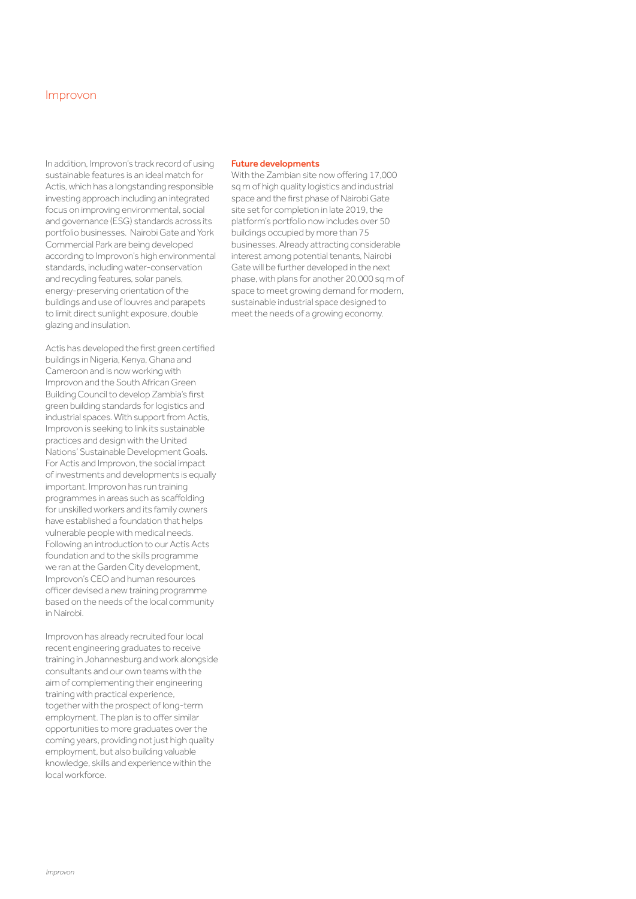## Improvon

In addition, Improvon's track record of using sustainable features is an ideal match for Actis, which has a longstanding responsible investing approach including an integrated focus on improving environmental, social and governance (ESG) standards across its portfolio businesses. Nairobi Gate and York Commercial Park are being developed according to Improvon's high environmental standards, including water-conservation and recycling features, solar panels, energy-preserving orientation of the buildings and use of louvres and parapets to limit direct sunlight exposure, double glazing and insulation.

Actis has developed the first green certified buildings in Nigeria, Kenya, Ghana and Cameroon and is now working with Improvon and the South African Green Building Council to develop Zambia's first green building standards for logistics and industrial spaces. With support from Actis, Improvon is seeking to link its sustainable practices and design with the United Nations' Sustainable Development Goals. For Actis and Improvon, the social impact of investments and developments is equally important. Improvon has run training programmes in areas such as scaffolding for unskilled workers and its family owners have established a foundation that helps vulnerable people with medical needs. Following an introduction to our Actis Acts foundation and to the skills programme we ran at the Garden City development, Improvon's CEO and human resources officer devised a new training programme based on the needs of the local community in Nairobi.

Improvon has already recruited four local recent engineering graduates to receive training in Johannesburg and work alongside consultants and our own teams with the aim of complementing their engineering training with practical experience, together with the prospect of long-term employment. The plan is to offer similar opportunities to more graduates over the coming years, providing not just high quality employment, but also building valuable knowledge, skills and experience within the local workforce.

### Future developments

With the Zambian site now offering 17,000 sq m of high quality logistics and industrial space and the first phase of Nairobi Gate site set for completion in late 2019, the platform's portfolio now includes over 50 buildings occupied by more than 75 businesses. Already attracting considerable interest among potential tenants, Nairobi Gate will be further developed in the next phase, with plans for another 20,000 sq m of space to meet growing demand for modern, sustainable industrial space designed to meet the needs of a growing economy.